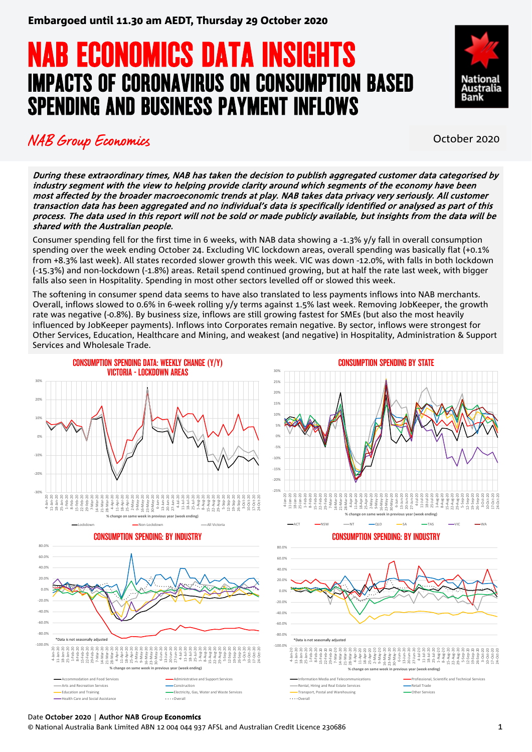Embargoed until 11.30 am AEDT, Thursday 29 October 2020

# NAB ECONOMICS DATA INSIGHTS

## IMPACTS OF CORONAVIRUS ON CONSUMPTION BASED SPENDING AND BUSINESS PAYMENT INFLOWS

*NAB Group Economics*

October 2020

***During these extraordinary times, NAB has taken the decision to publish aggregated customer data categorised by industry segment with the view to helping provide clarity around which segments of the economy have been most affected by the broader macroeconomic trends at play. NAB takes data privacy very seriously. All customer transaction data has been aggregated and no individual's data is specifically identified or analysed as part of this process. The data used in this report will not be sold or made publicly available, but insights from the data will be shared with the Australian people.***

Consumer spending fell for the first time in 6 weeks, with NAB data showing a -1.3% y/y fall in overall consumption spending over the week ending October 24. Excluding VIC lockdown areas, overall spending was basically flat (+0.1% from +8.3% last week). All states recorded slower growth this week. VIC was down -12.0%, with falls in both lockdown (-15.3%) and non-lockdown (-1.8%) areas. Retail spend continued growing, but at half the rate last week, with bigger falls also seen in Hospitality. Spending in most other sectors levelled off or slowed this week.

The softening in consumer spend data seems to have also translated to less payments inflows into NAB merchants. Overall, inflows slowed to 0.6% in 6-week rolling y/y terms against 1.5% last week. Removing JobKeeper, the growth rate was negative (-0.8%). By business size, inflows are still growing fastest for SMEs (but also the most heavily influenced by JobKeeper payments). Inflows into Corporates remain negative. By sector, inflows were strongest for Other Services, Education, Healthcare and Mining, and weakest (and negative) in Hospitality, Administration & Support Services and Wholesale Trade.

### CONSUMPTION SPENDING DATA: WEEKLY CHANGE (Y/Y) VICTORIA - LOCKDOWN AREAS

% change on same week in previous year (week ending)

Lockdown | Non-Lockdown | All Victoria

### CONSUMPTION SPENDING BY STATE

% change on same week in previous year (week ending)

ACT | NSW | NT | QLD | SA | TAS | VIC | WA

### CONSUMPTION SPENDING: BY INDUSTRY

*Data is not seasonally adjusted

% change on same week in previous year (week ending)

Accommodation and Food Services | Administrative and Support Services | Arts and Recreation Services | Construction | Education and Training | Electricity, Gas, Water and Waste Services | Health Care and Social Assistance | Overall

### CONSUMPTION SPENDING: BY INDUSTRY

*Data is not seasonally adjusted

% change on same week in previous year (week ending)

Information Media and Telecommunications | Professional, Scientific and Technical Services | Rental, Hiring and Real Estate Services | Retail Trade | Transport, Postal and Warehousing | Other Services | Overall

Date **October 2020** | Author **NAB Group Economics**

© National Australia Bank Limited ABN 12 004 044 937 AFSL and Australian Credit Licence 230686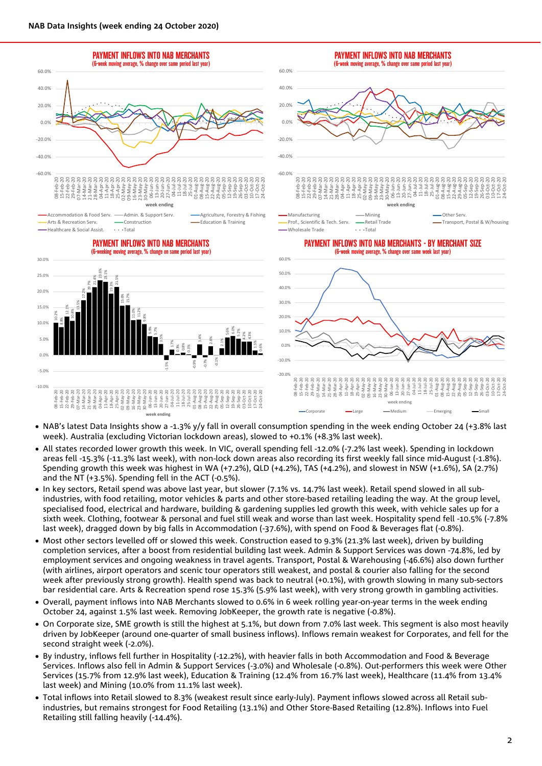**NAB Data Insights (week ending 24 October 2020)**

- NAB's latest Data Insights show a -1.3% y/y fall in overall consumption spending in the week ending October 24 (+3.8% last week). Australia (excluding Victorian lockdown areas), slowed to +0.1% (+8.3% last week).
- All states recorded lower growth this week. In VIC, overall spending fell -12.0% (-7.2% last week). Spending in lockdown areas fell -15.3% (-11.3% last week), with non-lock down areas also recording its first weekly fall since mid-August (-1.8%). Spending growth this week was highest in WA (+7.2%), QLD (+4.2%), TAS (+4.2%), and slowest in NSW (+1.6%), SA (2.7%) and the NT (+3.5%). Spending fell in the ACT (-0.5%).
- In key sectors, Retail spend was above last year, but slower (7.1% vs. 14.7% last week). Retail spend slowed in all sub-industries, with food retailing, motor vehicles & parts and other store-based retailing leading the way. At the group level, specialised food, electrical and hardware, building & gardening supplies led growth this week, with vehicle sales up for a sixth week. Clothing, footwear & personal and fuel still weak and worse than last week. Hospitality spend fell -10.5% (-7.8% last week), dragged down by big falls in Accommodation (-37.6%), with spend on Food & Beverages flat (-0.8%).
- Most other sectors levelled off or slowed this week. Construction eased to 9.3% (21.3% last week), driven by building completion services, after a boost from residential building last week. Admin & Support Services was down -74.8%, led by employment services and ongoing weakness in travel agents. Transport, Postal & Warehousing (-46.6%) also down further (with airlines, airport operators and scenic tour operators still weakest, and postal & courier also falling for the second week after previously strong growth). Health spend was back to neutral (+0.1%), with growth slowing in many sub-sectors bar residential care. Arts & Recreation spend rose 15.3% (5.9% last week), with very strong growth in gambling activities.
- Overall, payment inflows into NAB Merchants slowed to 0.6% in 6 week rolling year-on-year terms in the week ending October 24, against 1.5% last week. Removing JobKeeper, the growth rate is negative (-0.8%).
- On Corporate size, SME growth is still the highest at 5.1%, but down from 7.0% last week. This segment is also most heavily driven by JobKeeper (around one-quarter of small business inflows). Inflows remain weakest for Corporates, and fell for the second straight week (-2.0%).
- By industry, inflows fell further in Hospitality (-12.2%), with heavier falls in both Accommodation and Food & Beverage Services. Inflows also fell in Admin & Support Services (-3.0%) and Wholesale (-0.8%). Out-performers this week were Other Services (15.7% from 12.9% last week), Education & Training (12.4% from 16.7% last week), Healthcare (11.4% from 13.4% last week) and Mining (10.0% from 11.1% last week).
- Total inflows into Retail slowed to 8.3% (weakest result since early-July). Payment inflows slowed across all Retail sub-industries, but remains strongest for Food Retailing (13.1%) and Other Store-Based Retailing (12.8%). Inflows into Fuel Retailing still falling heavily (-14.4%).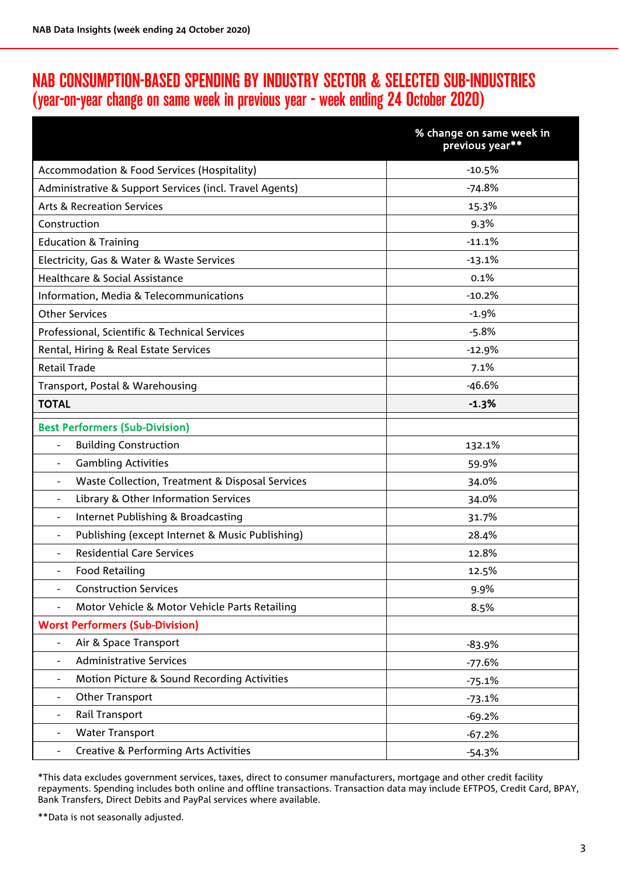## NAB CONSUMPTION-BASED SPENDING BY INDUSTRY SECTOR & SELECTED SUB-INDUSTRIES (year-on-year change on same week in previous year - week ending 24 October 2020)

| | % change on same week in previous year** |
|---|---|
| Accommodation & Food Services (Hospitality) | -10.5% |
| Administrative & Support Services (incl. Travel Agents) | -74.8% |
| Arts & Recreation Services | 15.3% |
| Construction | 9.3% |
| Education & Training | -11.1% |
| Electricity, Gas & Water & Waste Services | -13.1% |
| Healthcare & Social Assistance | 0.1% |
| Information, Media & Telecommunications | -10.2% |
| Other Services | -1.9% |
| Professional, Scientific & Technical Services | -5.8% |
| Rental, Hiring & Real Estate Services | -12.9% |
| Retail Trade | 7.1% |
| Transport, Postal & Warehousing | -46.6% |
| **TOTAL** | **-1.3%** |
| **Best Performers (Sub-Division)** | |
| - Building Construction | 132.1% |
| - Gambling Activities | 59.9% |
| - Waste Collection, Treatment & Disposal Services | 34.0% |
| - Library & Other Information Services | 34.0% |
| - Internet Publishing & Broadcasting | 31.7% |
| - Publishing (except Internet & Music Publishing) | 28.4% |
| - Residential Care Services | 12.8% |
| - Food Retailing | 12.5% |
| - Construction Services | 9.9% |
| - Motor Vehicle & Motor Vehicle Parts Retailing | 8.5% |
| **Worst Performers (Sub-Division)** | |
| - Air & Space Transport | -83.9% |
| - Administrative Services | -77.6% |
| - Motion Picture & Sound Recording Activities | -75.1% |
| - Other Transport | -73.1% |
| - Rail Transport | -69.2% |
| - Water Transport | -67.2% |
| - Creative & Performing Arts Activities | -54.3% |

*This data excludes government services, taxes, direct to consumer manufacturers, mortgage and other credit facility repayments. Spending includes both online and offline transactions. Transaction data may include EFTPOS, Credit Card, BPAY, Bank Transfers, Direct Debits and PayPal services where available.

**Data is not seasonally adjusted.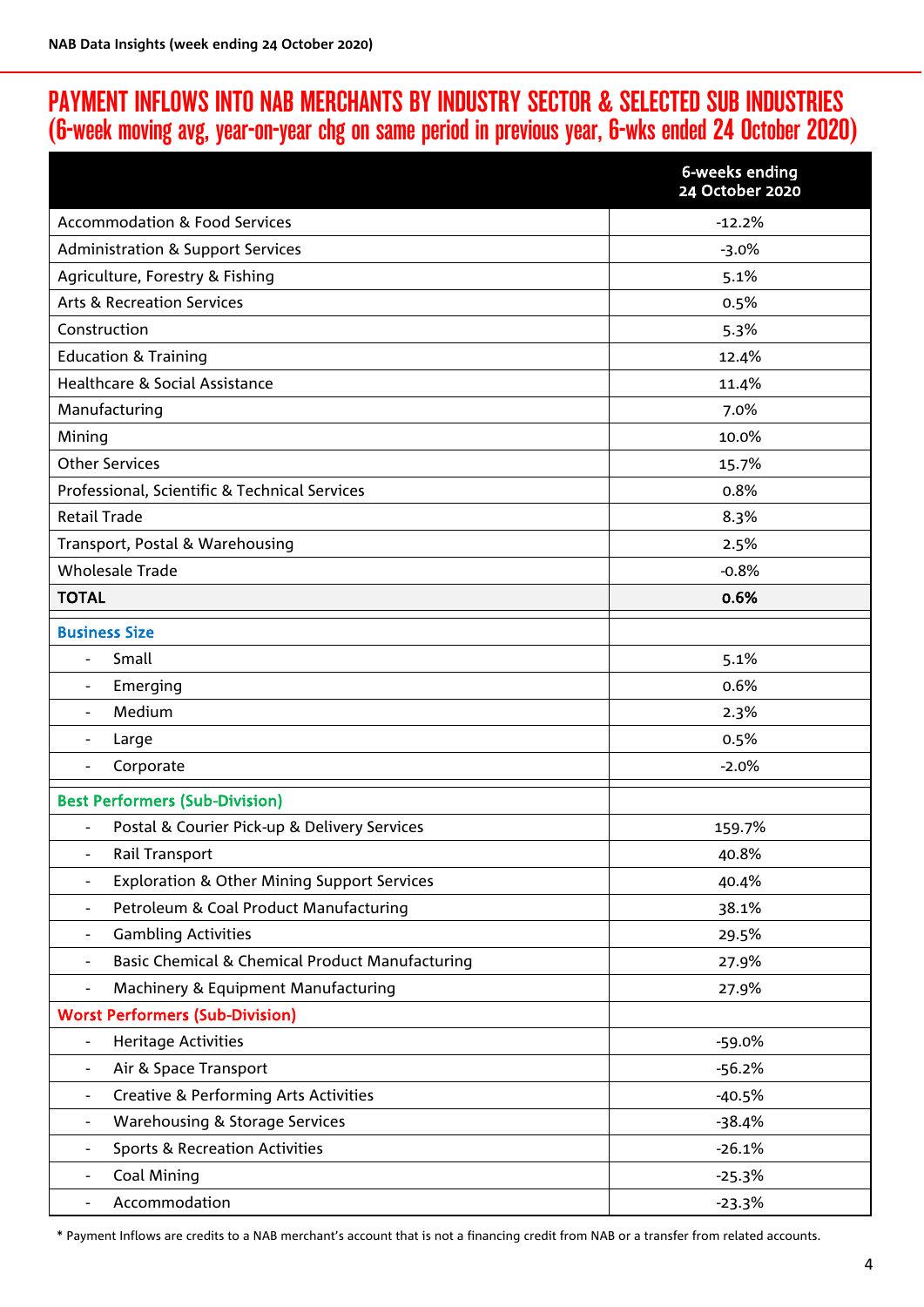# PAYMENT INFLOWS INTO NAB MERCHANTS BY INDUSTRY SECTOR & SELECTED SUB INDUSTRIES (6-week moving avg, year-on-year chg on same period in previous year, 6-wks ended 24 October 2020)

| | 6-weeks ending 24 October 2020 |
|---|---|
| Accommodation & Food Services | -12.2% |
| Administration & Support Services | -3.0% |
| Agriculture, Forestry & Fishing | 5.1% |
| Arts & Recreation Services | 0.5% |
| Construction | 5.3% |
| Education & Training | 12.4% |
| Healthcare & Social Assistance | 11.4% |
| Manufacturing | 7.0% |
| Mining | 10.0% |
| Other Services | 15.7% |
| Professional, Scientific & Technical Services | 0.8% |
| Retail Trade | 8.3% |
| Transport, Postal & Warehousing | 2.5% |
| Wholesale Trade | -0.8% |
| **TOTAL** | **0.6%** |
| **Business Size** | |
| - Small | 5.1% |
| - Emerging | 0.6% |
| - Medium | 2.3% |
| - Large | 0.5% |
| - Corporate | -2.0% |
| **Best Performers (Sub-Division)** | |
| - Postal & Courier Pick-up & Delivery Services | 159.7% |
| - Rail Transport | 40.8% |
| - Exploration & Other Mining Support Services | 40.4% |
| - Petroleum & Coal Product Manufacturing | 38.1% |
| - Gambling Activities | 29.5% |
| - Basic Chemical & Chemical Product Manufacturing | 27.9% |
| - Machinery & Equipment Manufacturing | 27.9% |
| **Worst Performers (Sub-Division)** | |
| - Heritage Activities | -59.0% |
| - Air & Space Transport | -56.2% |
| - Creative & Performing Arts Activities | -40.5% |
| - Warehousing & Storage Services | -38.4% |
| - Sports & Recreation Activities | -26.1% |
| - Coal Mining | -25.3% |
| - Accommodation | -23.3% |

* Payment Inflows are credits to a NAB merchant's account that is not a financing credit from NAB or a transfer from related accounts.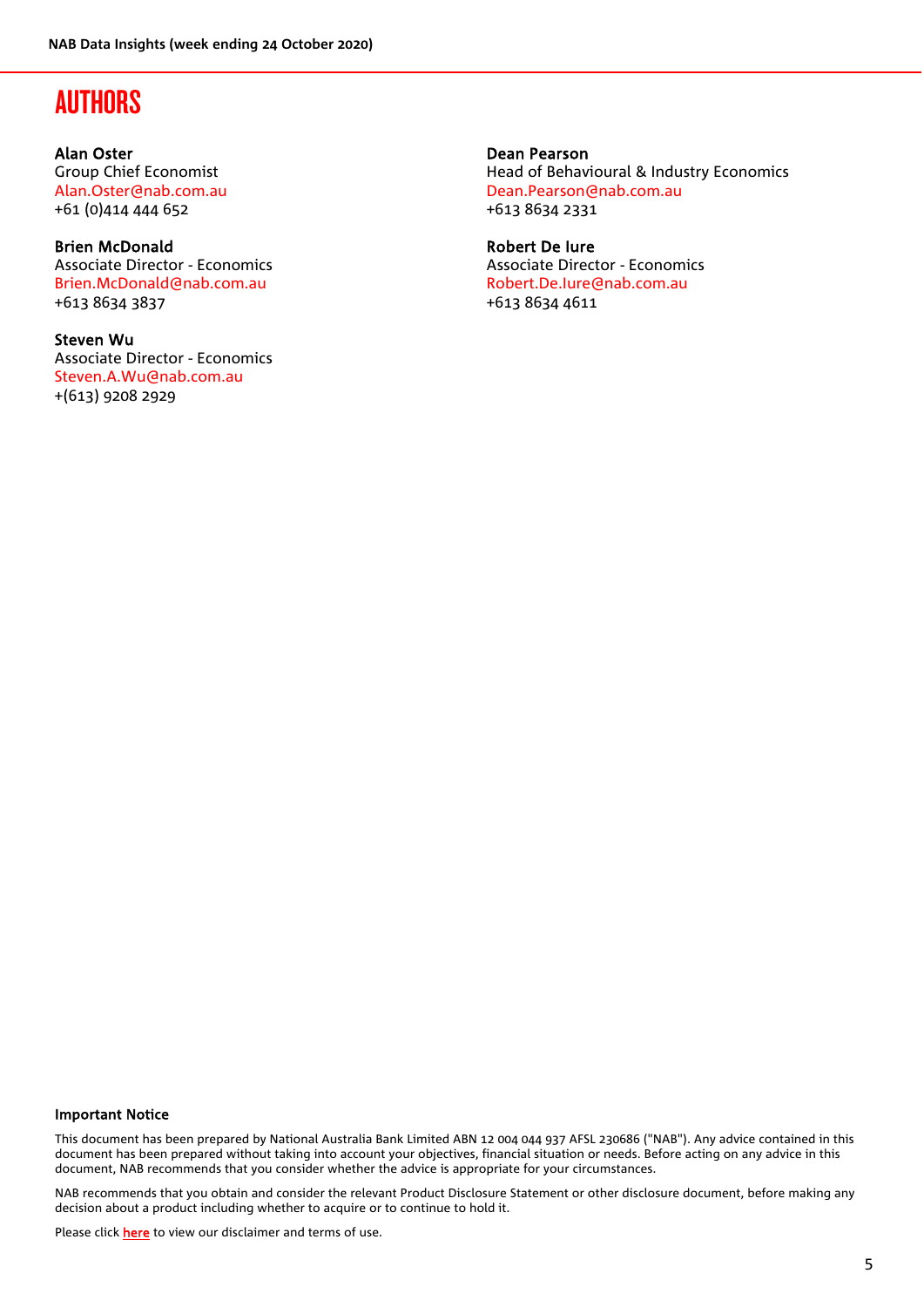# AUTHORS

**Alan Oster**
Group Chief Economist
Alan.Oster@nab.com.au
+61 (0)414 444 652

**Dean Pearson**
Head of Behavioural & Industry Economics
Dean.Pearson@nab.com.au
+613 8634 2331

**Brien McDonald**
Associate Director - Economics
Brien.McDonald@nab.com.au
+613 8634 3837

**Robert De Iure**
Associate Director - Economics
Robert.De.Iure@nab.com.au
+613 8634 4611

**Steven Wu**
Associate Director - Economics
Steven.A.Wu@nab.com.au
+(613) 9208 2929

**Important Notice**

This document has been prepared by National Australia Bank Limited ABN 12 004 044 937 AFSL 230686 ("NAB"). Any advice contained in this document has been prepared without taking into account your objectives, financial situation or needs. Before acting on any advice in this document, NAB recommends that you consider whether the advice is appropriate for your circumstances.

NAB recommends that you obtain and consider the relevant Product Disclosure Statement or other disclosure document, before making any decision about a product including whether to acquire or to continue to hold it.

Please click **here** to view our disclaimer and terms of use.